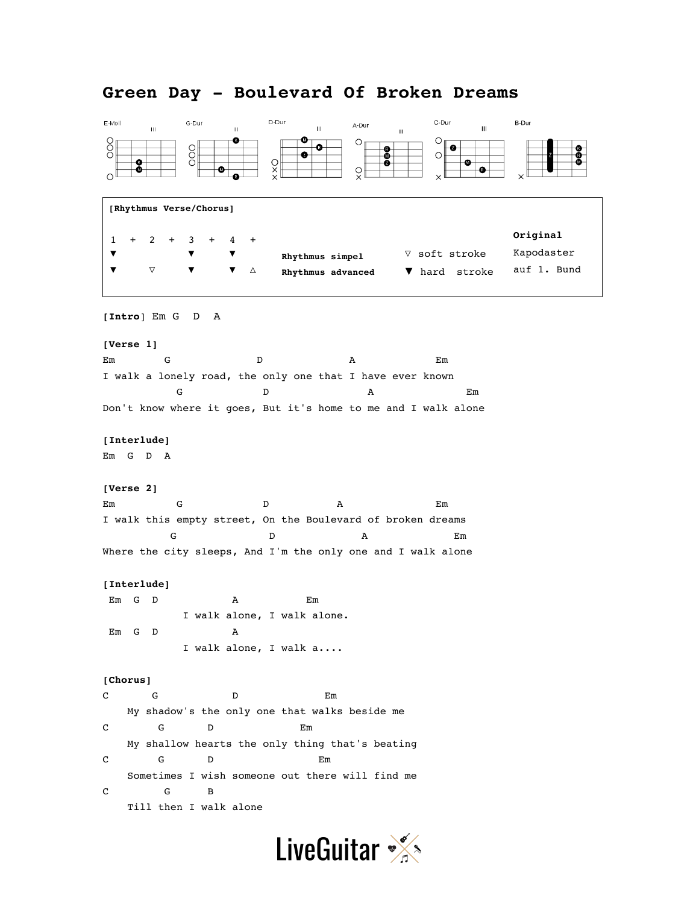# Green Day - Boulevard Of Broken Dreams

E-Moll | G-Dur | D-Dur | A-Dur | C-Dur | B-Dur

**[Rhythmus Verse/Chorus]**

```
1  +  2  +  3  +  4  +
▼           ▼     ▼           Rhythmus simpel      ▽ soft stroke
▼     ▽     ▼     ▼  △        Rhythmus advanced    ▼ hard  stroke
```

**Original**
Kapodaster
auf 1. Bund

```
[Intro] Em G  D  A

[Verse 1]
Em        G              D              A             Em
I walk a lonely road, the only one that I have ever known
            G            D               A              Em
Don't know where it goes, But it's home to me and I walk alone

[Interlude]
Em  G  D  A

[Verse 2]
Em          G             D           A               Em
I walk this empty street, On the Boulevard of broken dreams
           G               D              A             Em
Where the city sleeps, And I'm the only one and I walk alone

[Interlude]
 Em  G  D            A           Em
             I walk alone, I walk alone.
 Em  G  D            A
             I walk alone, I walk a....

[Chorus]
C       G            D               Em
    My shadow's the only one that walks beside me
C        G       D               Em
    My shallow hearts the only thing that's beating
C        G       D                  Em
    Sometimes I wish someone out there will find me
C         G      B
    Till then I walk alone
```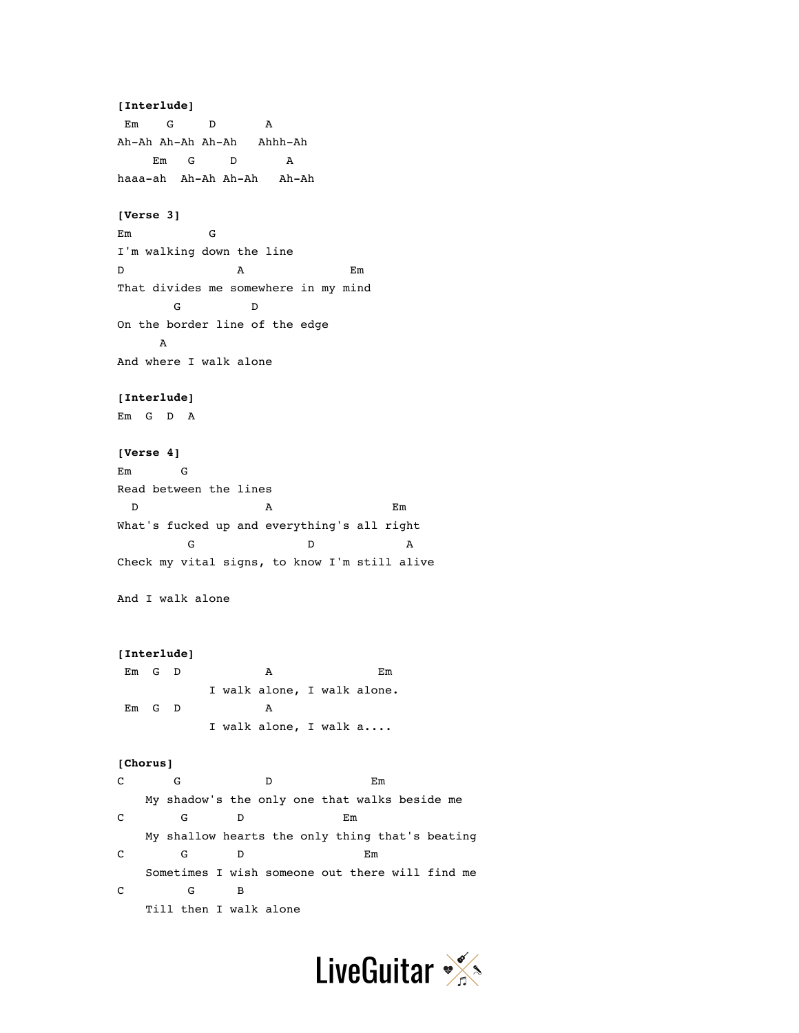**[Interlude]**

```
 Em    G     D       A
Ah-Ah Ah-Ah Ah-Ah   Ahhh-Ah
     Em   G     D       A
haaa-ah  Ah-Ah Ah-Ah   Ah-Ah
```

**[Verse 3]**

```
Em          G
I'm walking down the line
D                A               Em
That divides me somewhere in my mind
        G          D
On the border line of the edge
      A
And where I walk alone
```

**[Interlude]**

```
Em  G  D  A
```

**[Verse 4]**

```
Em       G
Read between the lines
  D                  A                  Em
What's fucked up and everything's all right
          G                D             A
Check my vital signs, to know I'm still alive

And I walk alone
```

**[Interlude]**

```
 Em  G  D            A               Em
             I walk alone, I walk alone.
 Em  G  D            A
             I walk alone, I walk a....
```

**[Chorus]**

```
C       G            D              Em
    My shadow's the only one that walks beside me
C        G       D              Em
    My shallow hearts the only thing that's beating
C        G       D                 Em
    Sometimes I wish someone out there will find me
C         G      B
    Till then I walk alone
```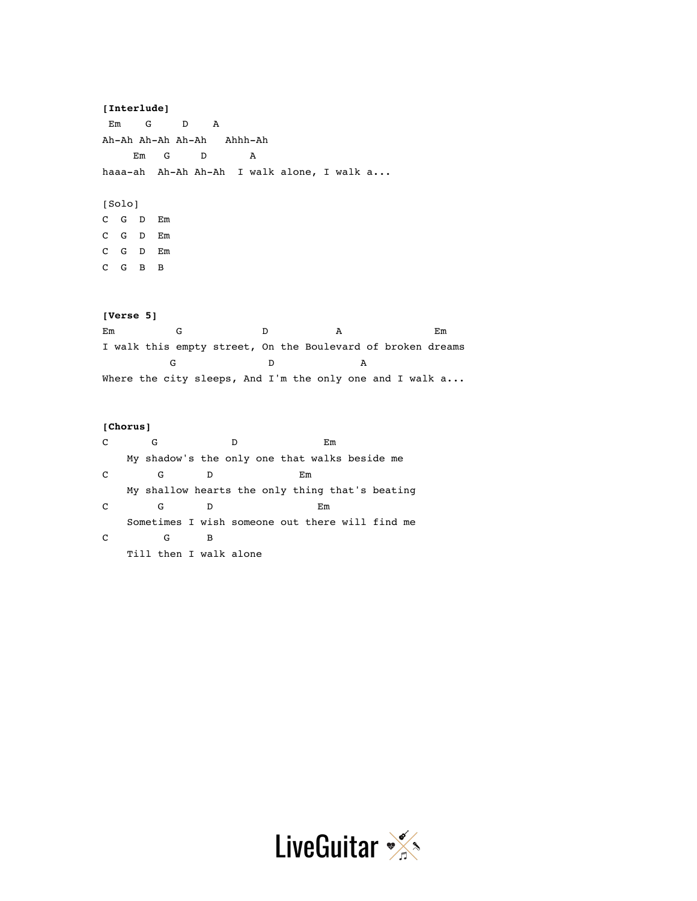**[Interlude]**

```
 Em    G     D    A
Ah-Ah Ah-Ah Ah-Ah   Ahhh-Ah
     Em   G     D       A
haaa-ah  Ah-Ah Ah-Ah  I walk alone, I walk a...
```

[Solo]

```
C  G  D  Em
C  G  D  Em
C  G  D  Em
C  G  B  B
```

**[Verse 5]**

```
Em          G             D           A               Em
I walk this empty street, On the Boulevard of broken dreams
           G               D              A
Where the city sleeps, And I'm the only one and I walk a...
```

**[Chorus]**

```
C       G            D               Em
    My shadow's the only one that walks beside me
C        G       D               Em
    My shallow hearts the only thing that's beating
C        G       D                  Em
    Sometimes I wish someone out there will find me
C         G      B
    Till then I walk alone
```